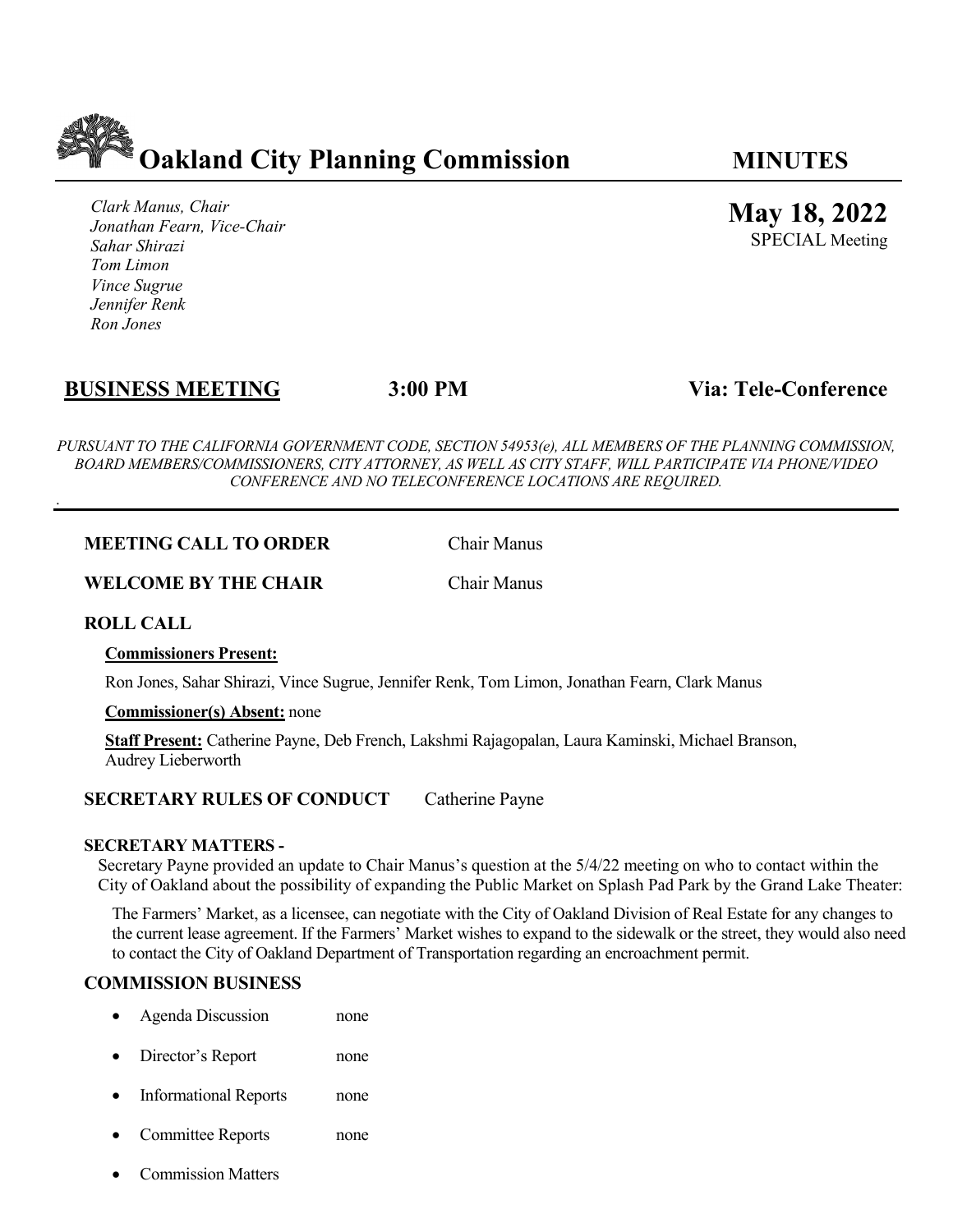# Oakland City Planning Commission

# MINUTES

*Clark Manus, Chair*
*Jonathan Fearn, Vice-Chair*
*Sahar Shirazi*
*Tom Limon*
*Vince Sugrue*
*Jennifer Renk*
*Ron Jones*

**May 18, 2022**
SPECIAL Meeting

## BUSINESS MEETING — 3:00 PM — Via: Tele-Conference

*PURSUANT TO THE CALIFORNIA GOVERNMENT CODE, SECTION 54953(e), ALL MEMBERS OF THE PLANNING COMMISSION, BOARD MEMBERS/COMMISSIONERS, CITY ATTORNEY, AS WELL AS CITY STAFF, WILL PARTICIPATE VIA PHONE/VIDEO CONFERENCE AND NO TELECONFERENCE LOCATIONS ARE REQUIRED.*

---

**MEETING CALL TO ORDER** Chair Manus

**WELCOME BY THE CHAIR** Chair Manus

**ROLL CALL**

**Commissioners Present:**

Ron Jones, Sahar Shirazi, Vince Sugrue, Jennifer Renk, Tom Limon, Jonathan Fearn, Clark Manus

**Commissioner(s) Absent:** none

**Staff Present:** Catherine Payne, Deb French, Lakshmi Rajagopalan, Laura Kaminski, Michael Branson, Audrey Lieberworth

**SECRETARY RULES OF CONDUCT** Catherine Payne

**SECRETARY MATTERS -**

Secretary Payne provided an update to Chair Manus's question at the 5/4/22 meeting on who to contact within the City of Oakland about the possibility of expanding the Public Market on Splash Pad Park by the Grand Lake Theater:

The Farmers' Market, as a licensee, can negotiate with the City of Oakland Division of Real Estate for any changes to the current lease agreement. If the Farmers' Market wishes to expand to the sidewalk or the street, they would also need to contact the City of Oakland Department of Transportation regarding an encroachment permit.

**COMMISSION BUSINESS**

- Agenda Discussion none
- Director's Report none
- Informational Reports none
- Committee Reports none
- Commission Matters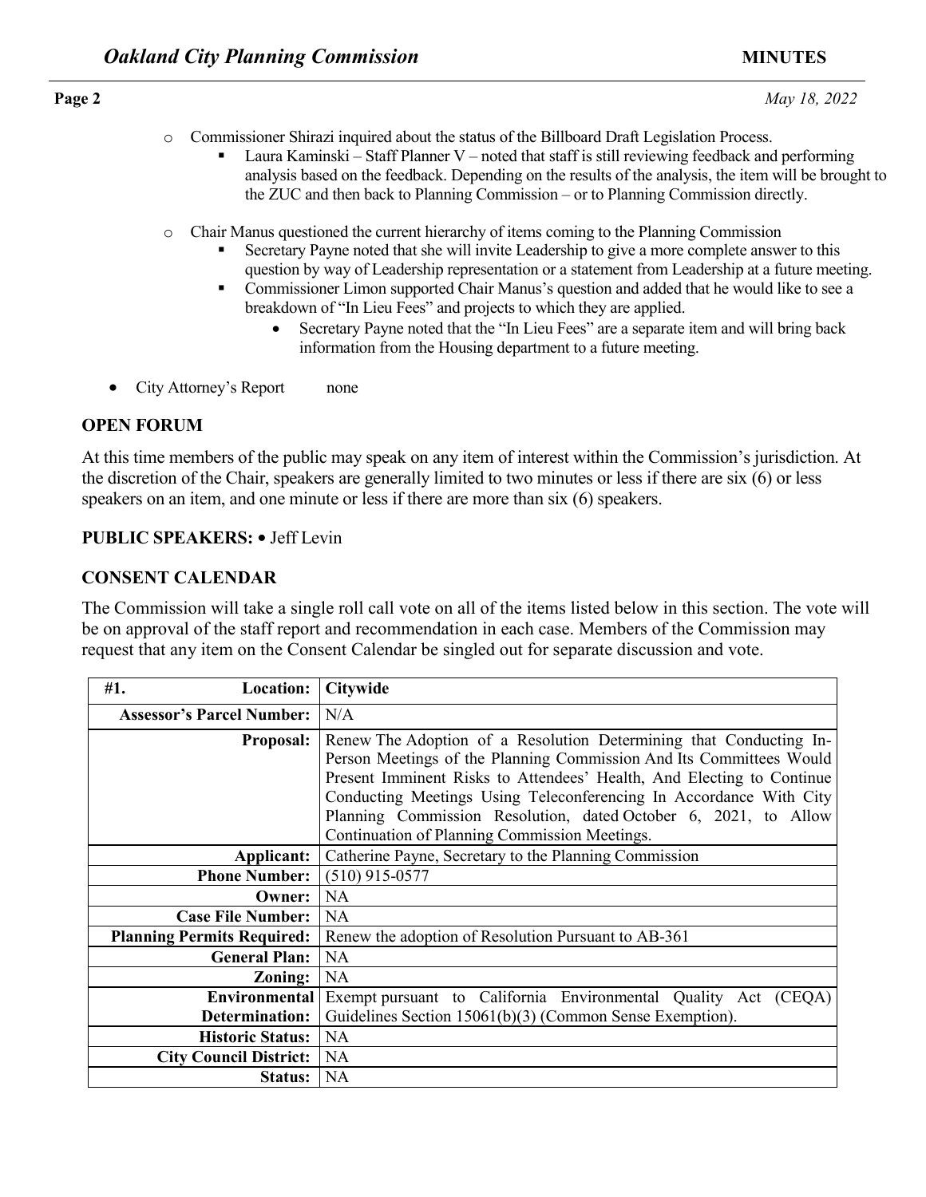- Commissioner Shirazi inquired about the status of the Billboard Draft Legislation Process.
  - Laura Kaminski – Staff Planner V – noted that staff is still reviewing feedback and performing analysis based on the feedback. Depending on the results of the analysis, the item will be brought to the ZUC and then back to Planning Commission – or to Planning Commission directly.
- Chair Manus questioned the current hierarchy of items coming to the Planning Commission
  - Secretary Payne noted that she will invite Leadership to give a more complete answer to this question by way of Leadership representation or a statement from Leadership at a future meeting.
  - Commissioner Limon supported Chair Manus's question and added that he would like to see a breakdown of "In Lieu Fees" and projects to which they are applied.
    - Secretary Payne noted that the "In Lieu Fees" are a separate item and will bring back information from the Housing department to a future meeting.

- City Attorney's Report none

## OPEN FORUM

At this time members of the public may speak on any item of interest within the Commission's jurisdiction. At the discretion of the Chair, speakers are generally limited to two minutes or less if there are six (6) or less speakers on an item, and one minute or less if there are more than six (6) speakers.

**PUBLIC SPEAKERS:** • Jeff Levin

## CONSENT CALENDAR

The Commission will take a single roll call vote on all of the items listed below in this section. The vote will be on approval of the staff report and recommendation in each case. Members of the Commission may request that any item on the Consent Calendar be singled out for separate discussion and vote.

| **#1. Location:** | **Citywide** |
|---|---|
| **Assessor's Parcel Number:** | N/A |
| **Proposal:** | Renew The Adoption of a Resolution Determining that Conducting In-Person Meetings of the Planning Commission And Its Committees Would Present Imminent Risks to Attendees' Health, And Electing to Continue Conducting Meetings Using Teleconferencing In Accordance With City Planning Commission Resolution, dated October 6, 2021, to Allow Continuation of Planning Commission Meetings. |
| **Applicant:** | Catherine Payne, Secretary to the Planning Commission |
| **Phone Number:** | (510) 915-0577 |
| **Owner:** | NA |
| **Case File Number:** | NA |
| **Planning Permits Required:** | Renew the adoption of Resolution Pursuant to AB-361 |
| **General Plan:** | NA |
| **Zoning:** | NA |
| **Environmental Determination:** | Exempt pursuant to California Environmental Quality Act (CEQA) Guidelines Section 15061(b)(3) (Common Sense Exemption). |
| **Historic Status:** | NA |
| **City Council District:** | NA |
| **Status:** | NA |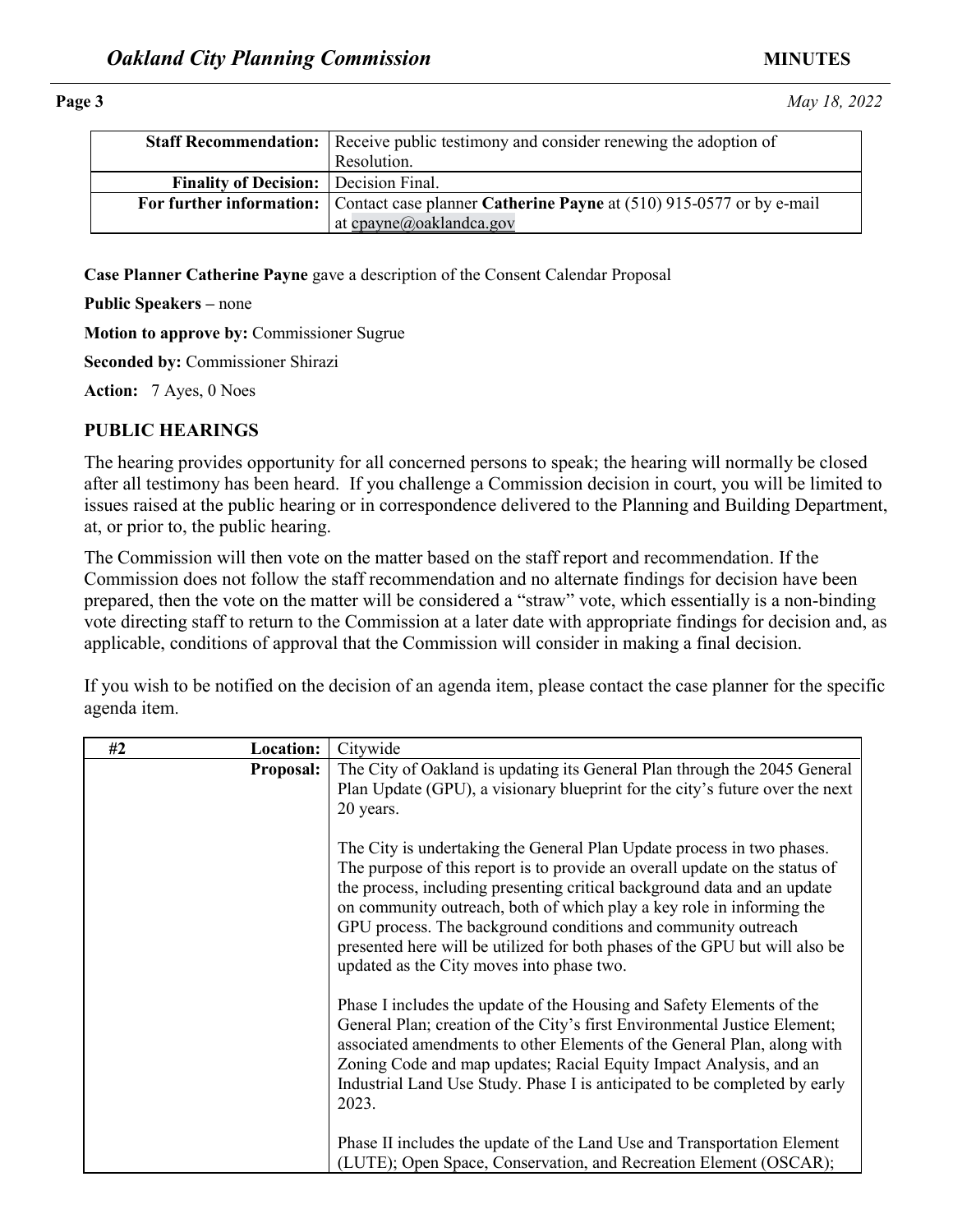| | |
|---|---|
| **Staff Recommendation:** | Receive public testimony and consider renewing the adoption of Resolution. |
| **Finality of Decision:** | Decision Final. |
| **For further information:** | Contact case planner **Catherine Payne** at (510) 915-0577 or by e-mail at cpayne@oaklandca.gov |

**Case Planner Catherine Payne** gave a description of the Consent Calendar Proposal

**Public Speakers –** none

**Motion to approve by:** Commissioner Sugrue

**Seconded by:** Commissioner Shirazi

**Action:** 7 Ayes, 0 Noes

## PUBLIC HEARINGS

The hearing provides opportunity for all concerned persons to speak; the hearing will normally be closed after all testimony has been heard. If you challenge a Commission decision in court, you will be limited to issues raised at the public hearing or in correspondence delivered to the Planning and Building Department, at, or prior to, the public hearing.

The Commission will then vote on the matter based on the staff report and recommendation. If the Commission does not follow the staff recommendation and no alternate findings for decision have been prepared, then the vote on the matter will be considered a "straw" vote, which essentially is a non-binding vote directing staff to return to the Commission at a later date with appropriate findings for decision and, as applicable, conditions of approval that the Commission will consider in making a final decision.

If you wish to be notified on the decision of an agenda item, please contact the case planner for the specific agenda item.

| #2 Location: | Citywide |
|---|---|
| **Proposal:** | The City of Oakland is updating its General Plan through the 2045 General Plan Update (GPU), a visionary blueprint for the city's future over the next 20 years.<br><br>The City is undertaking the General Plan Update process in two phases. The purpose of this report is to provide an overall update on the status of the process, including presenting critical background data and an update on community outreach, both of which play a key role in informing the GPU process. The background conditions and community outreach presented here will be utilized for both phases of the GPU but will also be updated as the City moves into phase two.<br><br>Phase I includes the update of the Housing and Safety Elements of the General Plan; creation of the City's first Environmental Justice Element; associated amendments to other Elements of the General Plan, along with Zoning Code and map updates; Racial Equity Impact Analysis, and an Industrial Land Use Study. Phase I is anticipated to be completed by early 2023.<br><br>Phase II includes the update of the Land Use and Transportation Element (LUTE); Open Space, Conservation, and Recreation Element (OSCAR); |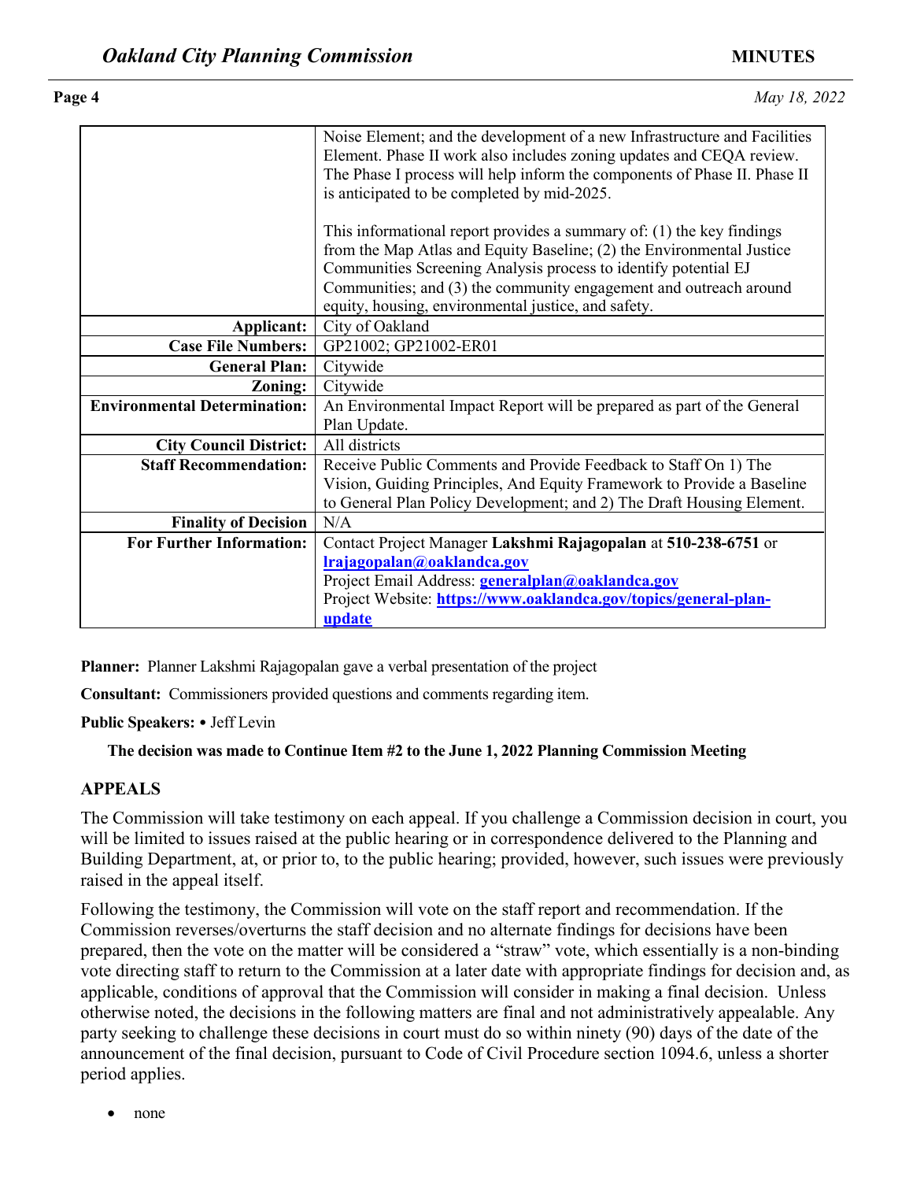| | |
|---|---|
| | Noise Element; and the development of a new Infrastructure and Facilities Element. Phase II work also includes zoning updates and CEQA review. The Phase I process will help inform the components of Phase II. Phase II is anticipated to be completed by mid-2025.<br><br>This informational report provides a summary of: (1) the key findings from the Map Atlas and Equity Baseline; (2) the Environmental Justice Communities Screening Analysis process to identify potential EJ Communities; and (3) the community engagement and outreach around equity, housing, environmental justice, and safety. |
| **Applicant:** | City of Oakland |
| **Case File Numbers:** | GP21002; GP21002-ER01 |
| **General Plan:** | Citywide |
| **Zoning:** | Citywide |
| **Environmental Determination:** | An Environmental Impact Report will be prepared as part of the General Plan Update. |
| **City Council District:** | All districts |
| **Staff Recommendation:** | Receive Public Comments and Provide Feedback to Staff On 1) The Vision, Guiding Principles, And Equity Framework to Provide a Baseline to General Plan Policy Development; and 2) The Draft Housing Element. |
| **Finality of Decision** | N/A |
| **For Further Information:** | Contact Project Manager **Lakshmi Rajagopalan** at **510-238-6751** or **lrajagopalan@oaklandca.gov**<br>Project Email Address: **generalplan@oaklandca.gov**<br>Project Website: **https://www.oaklandca.gov/topics/general-plan-update** |

**Planner:** Planner Lakshmi Rajagopalan gave a verbal presentation of the project

**Consultant:** Commissioners provided questions and comments regarding item.

**Public Speakers:** • Jeff Levin

**The decision was made to Continue Item #2 to the June 1, 2022 Planning Commission Meeting**

## APPEALS

The Commission will take testimony on each appeal. If you challenge a Commission decision in court, you will be limited to issues raised at the public hearing or in correspondence delivered to the Planning and Building Department, at, or prior to, to the public hearing; provided, however, such issues were previously raised in the appeal itself.

Following the testimony, the Commission will vote on the staff report and recommendation. If the Commission reverses/overturns the staff decision and no alternate findings for decisions have been prepared, then the vote on the matter will be considered a "straw" vote, which essentially is a non-binding vote directing staff to return to the Commission at a later date with appropriate findings for decision and, as applicable, conditions of approval that the Commission will consider in making a final decision. Unless otherwise noted, the decisions in the following matters are final and not administratively appealable. Any party seeking to challenge these decisions in court must do so within ninety (90) days of the date of the announcement of the final decision, pursuant to Code of Civil Procedure section 1094.6, unless a shorter period applies.

- none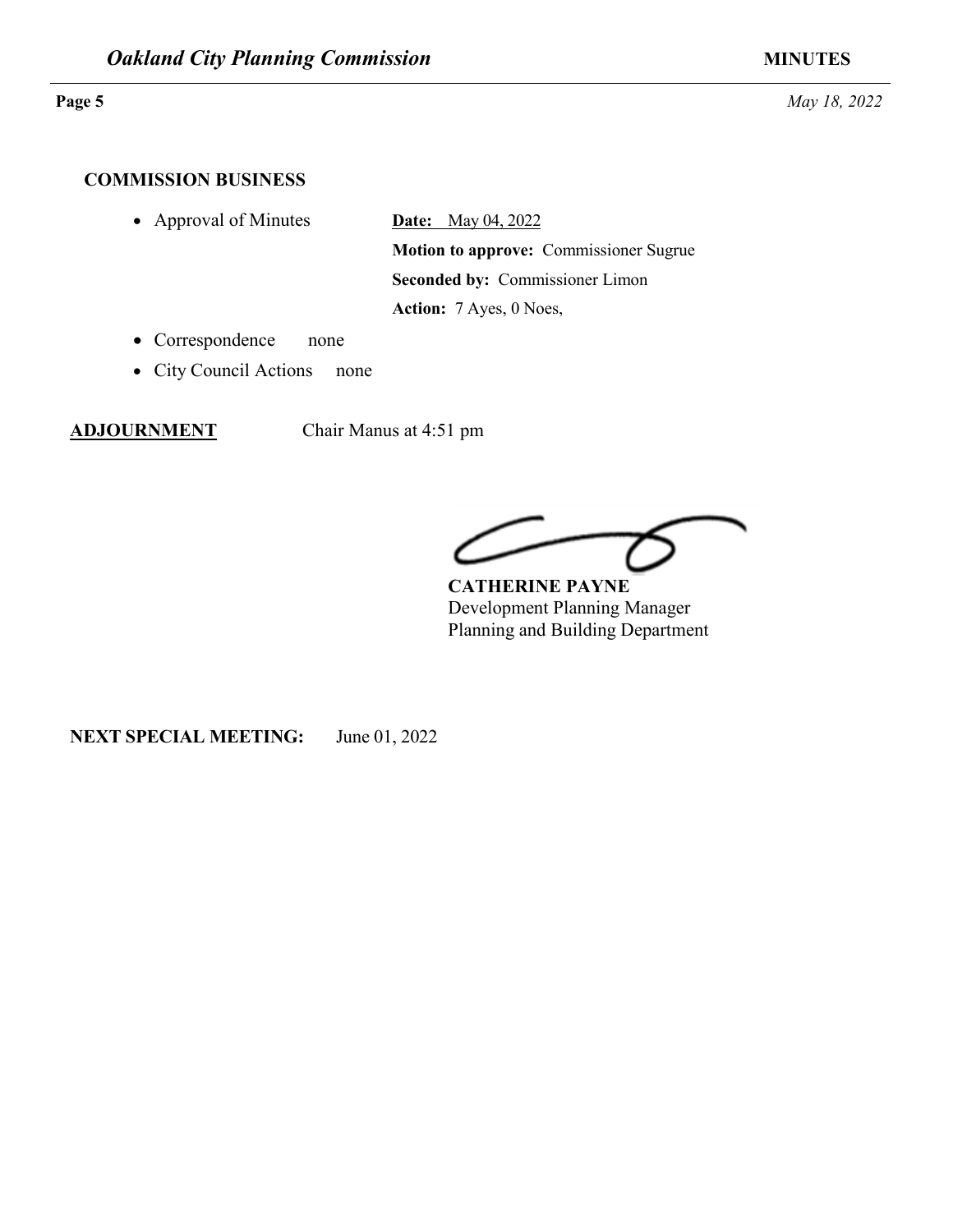### COMMISSION BUSINESS

- Approval of Minutes

  **Date:** May 04, 2022

  **Motion to approve:** Commissioner Sugrue

  **Seconded by:** Commissioner Limon

  **Action:** 7 Ayes, 0 Noes,

- Correspondence none
- City Council Actions none

**ADJOURNMENT** Chair Manus at 4:51 pm

**CATHERINE PAYNE**
Development Planning Manager
Planning and Building Department

**NEXT SPECIAL MEETING:** June 01, 2022